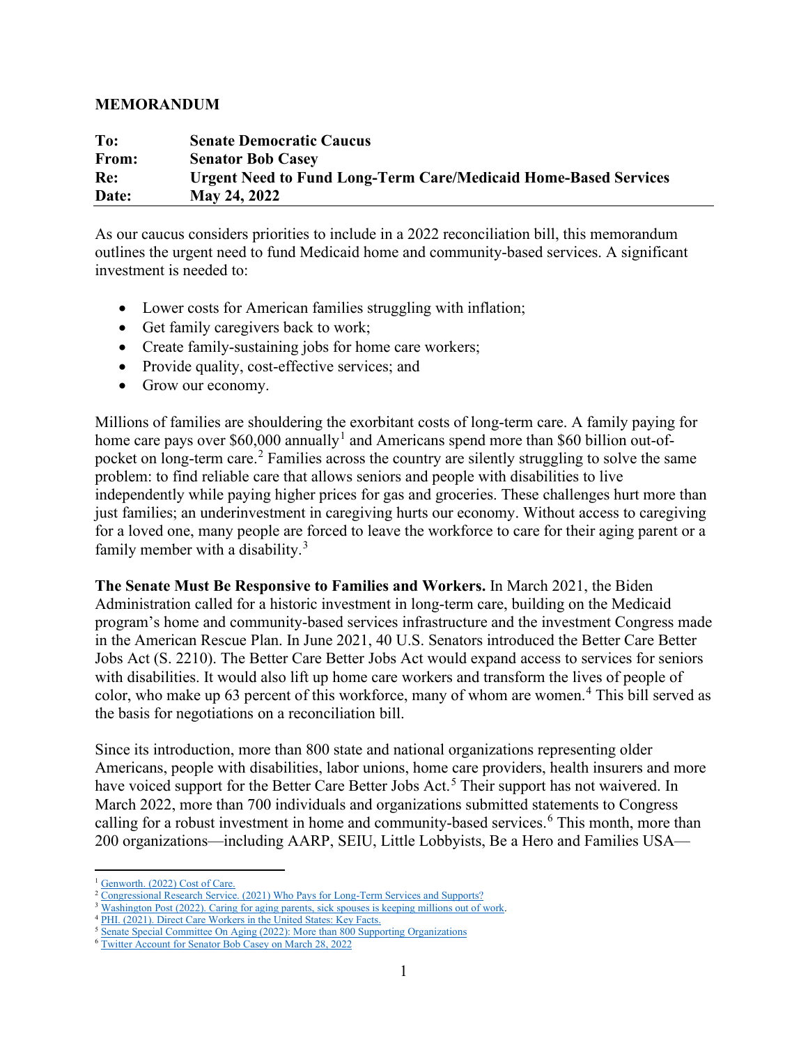**MEMORANDUM**

| | |
|---|---|
| **To:** | **Senate Democratic Caucus** |
| **From:** | **Senator Bob Casey** |
| **Re:** | **Urgent Need to Fund Long-Term Care/Medicaid Home-Based Services** |
| **Date:** | **May 24, 2022** |

As our caucus considers priorities to include in a 2022 reconciliation bill, this memorandum outlines the urgent need to fund Medicaid home and community-based services. A significant investment is needed to:

- Lower costs for American families struggling with inflation;
- Get family caregivers back to work;
- Create family-sustaining jobs for home care workers;
- Provide quality, cost-effective services; and
- Grow our economy.

Millions of families are shouldering the exorbitant costs of long-term care. A family paying for home care pays over $60,000 annually[1] and Americans spend more than $60 billion out-of-pocket on long-term care.[2] Families across the country are silently struggling to solve the same problem: to find reliable care that allows seniors and people with disabilities to live independently while paying higher prices for gas and groceries. These challenges hurt more than just families; an underinvestment in caregiving hurts our economy. Without access to caregiving for a loved one, many people are forced to leave the workforce to care for their aging parent or a family member with a disability.[3]

**The Senate Must Be Responsive to Families and Workers.** In March 2021, the Biden Administration called for a historic investment in long-term care, building on the Medicaid program's home and community-based services infrastructure and the investment Congress made in the American Rescue Plan. In June 2021, 40 U.S. Senators introduced the Better Care Better Jobs Act (S. 2210). The Better Care Better Jobs Act would expand access to services for seniors with disabilities. It would also lift up home care workers and transform the lives of people of color, who make up 63 percent of this workforce, many of whom are women.[4] This bill served as the basis for negotiations on a reconciliation bill.

Since its introduction, more than 800 state and national organizations representing older Americans, people with disabilities, labor unions, home care providers, health insurers and more have voiced support for the Better Care Better Jobs Act.[5] Their support has not waivered. In March 2022, more than 700 individuals and organizations submitted statements to Congress calling for a robust investment in home and community-based services.[6] This month, more than 200 organizations—including AARP, SEIU, Little Lobbyists, Be a Hero and Families USA—

---

[1] Genworth. (2022) Cost of Care.
[2] Congressional Research Service. (2021) Who Pays for Long-Term Services and Supports?
[3] Washington Post (2022). Caring for aging parents, sick spouses is keeping millions out of work.
[4] PHI. (2021). Direct Care Workers in the United States: Key Facts.
[5] Senate Special Committee On Aging (2022): More than 800 Supporting Organizations
[6] Twitter Account for Senator Bob Casey on March 28, 2022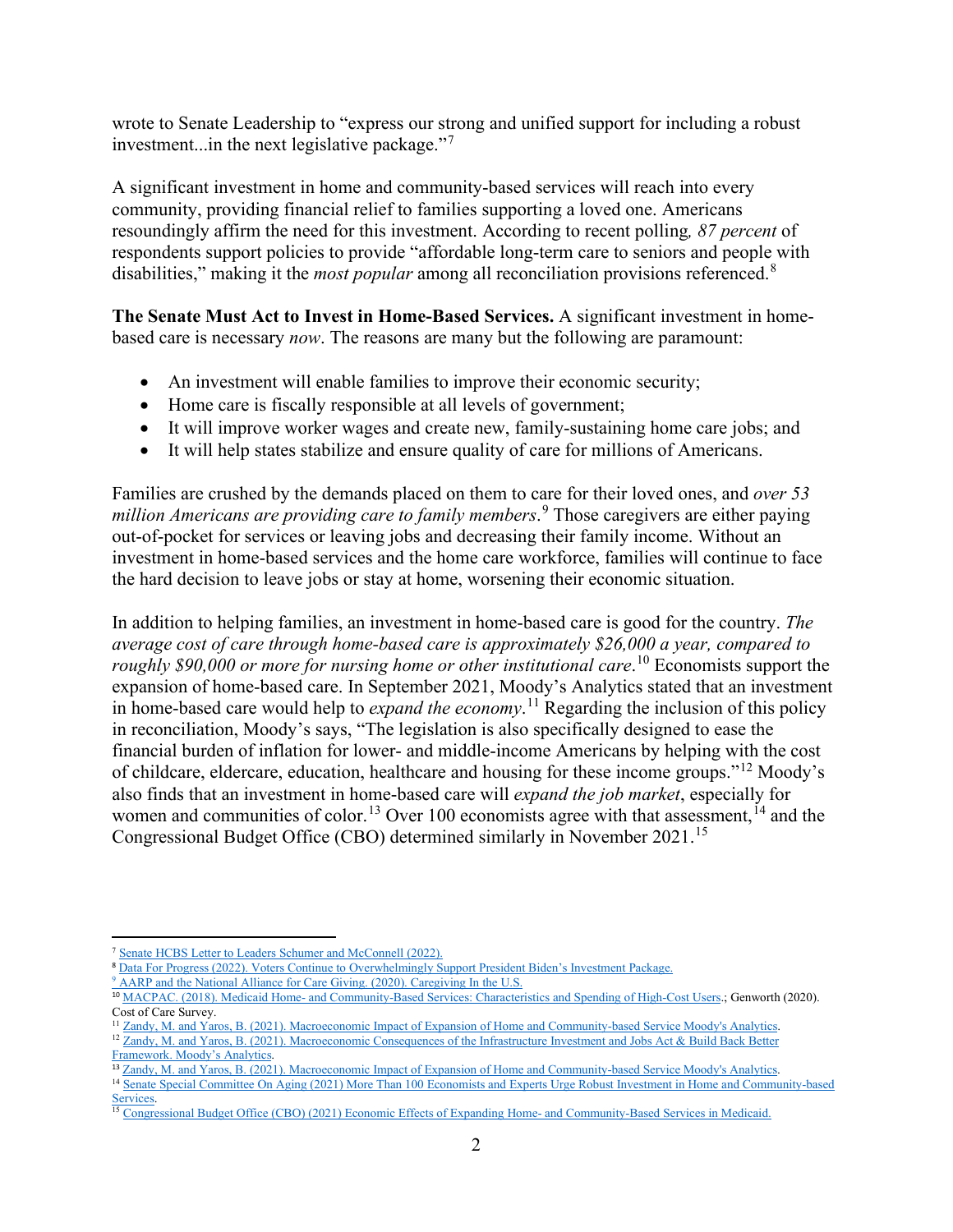wrote to Senate Leadership to "express our strong and unified support for including a robust investment...in the next legislative package."[7]

A significant investment in home and community-based services will reach into every community, providing financial relief to families supporting a loved one. Americans resoundingly affirm the need for this investment. According to recent polling*, 87 percent* of respondents support policies to provide "affordable long-term care to seniors and people with disabilities," making it the *most popular* among all reconciliation provisions referenced.[8]

**The Senate Must Act to Invest in Home-Based Services.** A significant investment in home-based care is necessary *now*. The reasons are many but the following are paramount:

- An investment will enable families to improve their economic security;
- Home care is fiscally responsible at all levels of government;
- It will improve worker wages and create new, family-sustaining home care jobs; and
- It will help states stabilize and ensure quality of care for millions of Americans.

Families are crushed by the demands placed on them to care for their loved ones, and *over 53 million Americans are providing care to family members*.[9] Those caregivers are either paying out-of-pocket for services or leaving jobs and decreasing their family income. Without an investment in home-based services and the home care workforce, families will continue to face the hard decision to leave jobs or stay at home, worsening their economic situation.

In addition to helping families, an investment in home-based care is good for the country. *The average cost of care through home-based care is approximately $26,000 a year, compared to roughly $90,000 or more for nursing home or other institutional care*.[10] Economists support the expansion of home-based care. In September 2021, Moody's Analytics stated that an investment in home-based care would help to *expand the economy*.[11] Regarding the inclusion of this policy in reconciliation, Moody's says, "The legislation is also specifically designed to ease the financial burden of inflation for lower- and middle-income Americans by helping with the cost of childcare, eldercare, education, healthcare and housing for these income groups."[12] Moody's also finds that an investment in home-based care will *expand the job market*, especially for women and communities of color.[13] Over 100 economists agree with that assessment,[14] and the Congressional Budget Office (CBO) determined similarly in November 2021.[15]

---

[7] Senate HCBS Letter to Leaders Schumer and McConnell (2022).

[8] Data For Progress (2022). Voters Continue to Overwhelmingly Support President Biden's Investment Package.

[9] AARP and the National Alliance for Care Giving. (2020). Caregiving In the U.S.

[10] MACPAC. (2018). Medicaid Home- and Community-Based Services: Characteristics and Spending of High-Cost Users.; Genworth (2020). Cost of Care Survey.

[11] Zandy, M. and Yaros, B. (2021). Macroeconomic Impact of Expansion of Home and Community-based Service Moody's Analytics.

[12] Zandy, M. and Yaros, B. (2021). Macroeconomic Consequences of the Infrastructure Investment and Jobs Act & Build Back Better Framework. Moody's Analytics.

[13] Zandy, M. and Yaros, B. (2021). Macroeconomic Impact of Expansion of Home and Community-based Service Moody's Analytics.

[14] Senate Special Committee On Aging (2021) More Than 100 Economists and Experts Urge Robust Investment in Home and Community-based Services.

[15] Congressional Budget Office (CBO) (2021) Economic Effects of Expanding Home- and Community-Based Services in Medicaid.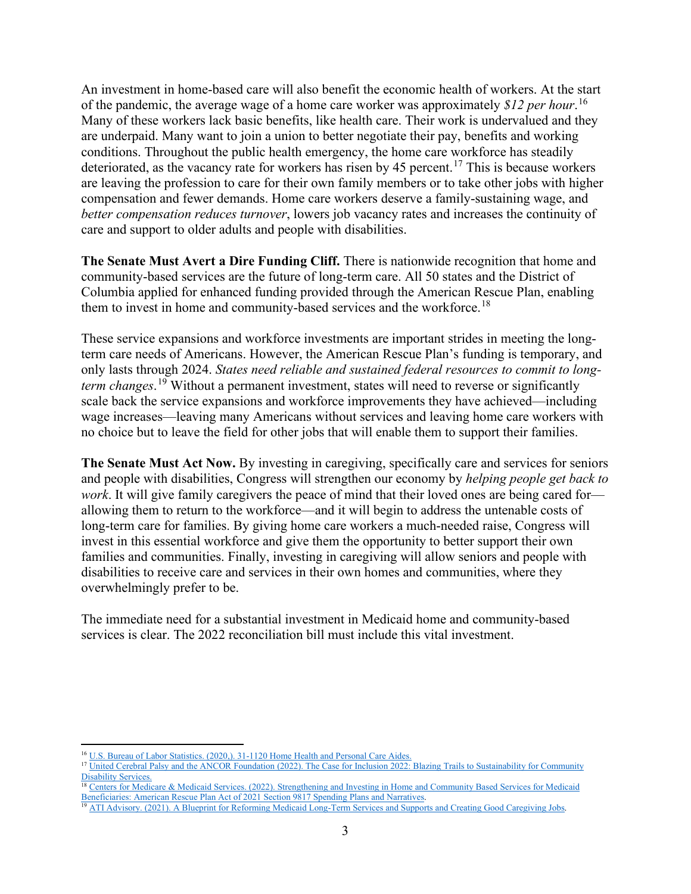An investment in home-based care will also benefit the economic health of workers. At the start of the pandemic, the average wage of a home care worker was approximately *$12 per hour*.[16] Many of these workers lack basic benefits, like health care. Their work is undervalued and they are underpaid. Many want to join a union to better negotiate their pay, benefits and working conditions. Throughout the public health emergency, the home care workforce has steadily deteriorated, as the vacancy rate for workers has risen by 45 percent.[17] This is because workers are leaving the profession to care for their own family members or to take other jobs with higher compensation and fewer demands. Home care workers deserve a family-sustaining wage, and *better compensation reduces turnover*, lowers job vacancy rates and increases the continuity of care and support to older adults and people with disabilities.

**The Senate Must Avert a Dire Funding Cliff.** There is nationwide recognition that home and community-based services are the future of long-term care. All 50 states and the District of Columbia applied for enhanced funding provided through the American Rescue Plan, enabling them to invest in home and community-based services and the workforce.[18]

These service expansions and workforce investments are important strides in meeting the long-term care needs of Americans. However, the American Rescue Plan's funding is temporary, and only lasts through 2024. *States need reliable and sustained federal resources to commit to long-term changes*.[19] Without a permanent investment, states will need to reverse or significantly scale back the service expansions and workforce improvements they have achieved—including wage increases—leaving many Americans without services and leaving home care workers with no choice but to leave the field for other jobs that will enable them to support their families.

**The Senate Must Act Now.** By investing in caregiving, specifically care and services for seniors and people with disabilities, Congress will strengthen our economy by *helping people get back to work*. It will give family caregivers the peace of mind that their loved ones are being cared for—allowing them to return to the workforce—and it will begin to address the untenable costs of long-term care for families. By giving home care workers a much-needed raise, Congress will invest in this essential workforce and give them the opportunity to better support their own families and communities. Finally, investing in caregiving will allow seniors and people with disabilities to receive care and services in their own homes and communities, where they overwhelmingly prefer to be.

The immediate need for a substantial investment in Medicaid home and community-based services is clear. The 2022 reconciliation bill must include this vital investment.

---

[16] U.S. Bureau of Labor Statistics. (2020,). 31-1120 Home Health and Personal Care Aides.

[17] United Cerebral Palsy and the ANCOR Foundation (2022). The Case for Inclusion 2022: Blazing Trails to Sustainability for Community Disability Services.

[18] Centers for Medicare & Medicaid Services. (2022). Strengthening and Investing in Home and Community Based Services for Medicaid Beneficiaries: American Rescue Plan Act of 2021 Section 9817 Spending Plans and Narratives.

[19] ATI Advisory. (2021). A Blueprint for Reforming Medicaid Long-Term Services and Supports and Creating Good Caregiving Jobs.